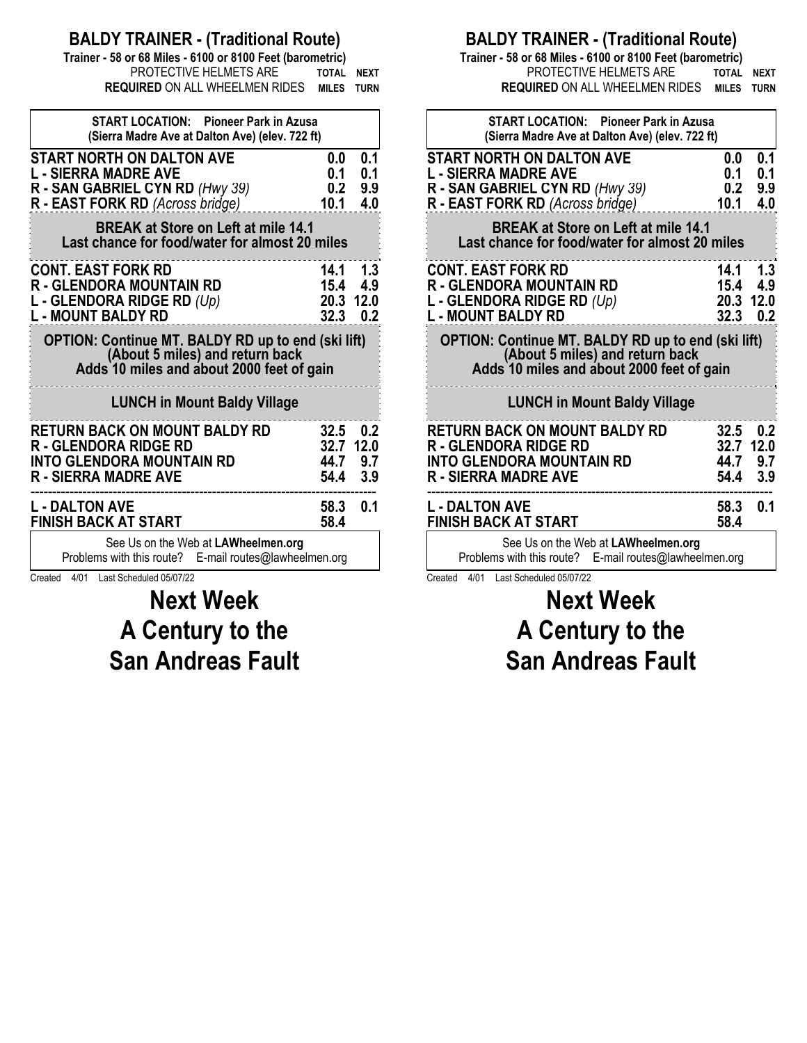# BALDY TRAINER - (Traditional Route)

**Trainer - 58 or 68 Miles - 6100 or 8100 Feet (barometric)**

PROTECTIVE HELMETS ARE **REQUIRED** ON ALL WHEELMEN RIDES

| **START LOCATION: Pioneer Park in Azusa (Sierra Madre Ave at Dalton Ave) (elev. 722 ft)** | **TOTAL MILES** | **NEXT TURN** |
|---|---|---|
| **START NORTH ON DALTON AVE** | **0.0** | **0.1** |
| **L - SIERRA MADRE AVE** | **0.1** | **0.1** |
| **R - SAN GABRIEL CYN RD** *(Hwy 39)* | **0.2** | **9.9** |
| **R - EAST FORK RD** *(Across bridge)* | **10.1** | **4.0** |
| **BREAK at Store on Left at mile 14.1** **Last chance for food/water for almost 20 miles** | | |
| **CONT. EAST FORK RD** | **14.1** | **1.3** |
| **R - GLENDORA MOUNTAIN RD** | **15.4** | **4.9** |
| **L - GLENDORA RIDGE RD** *(Up)* | **20.3** | **12.0** |
| **L - MOUNT BALDY RD** | **32.3** | **0.2** |
| **OPTION: Continue MT. BALDY RD up to end (ski lift) (About 5 miles) and return back** **Adds 10 miles and about 2000 feet of gain** | | |
| **LUNCH in Mount Baldy Village** | | |
| **RETURN BACK ON MOUNT BALDY RD** | **32.5** | **0.2** |
| **R - GLENDORA RIDGE RD** | **32.7** | **12.0** |
| **INTO GLENDORA MOUNTAIN RD** | **44.7** | **9.7** |
| **R - SIERRA MADRE AVE** | **54.4** | **3.9** |
| **L - DALTON AVE** | **58.3** | **0.1** |
| **FINISH BACK AT START** | **58.4** | |

See Us on the Web at **LAWheelmen.org**
Problems with this route? E-mail routes@lawheelmen.org

Created 4/01 Last Scheduled 05/07/22

# Next Week
# A Century to the San Andreas Fault

# BALDY TRAINER - (Traditional Route)

**Trainer - 58 or 68 Miles - 6100 or 8100 Feet (barometric)**

PROTECTIVE HELMETS ARE **REQUIRED** ON ALL WHEELMEN RIDES

| **START LOCATION: Pioneer Park in Azusa (Sierra Madre Ave at Dalton Ave) (elev. 722 ft)** | **TOTAL MILES** | **NEXT TURN** |
|---|---|---|
| **START NORTH ON DALTON AVE** | **0.0** | **0.1** |
| **L - SIERRA MADRE AVE** | **0.1** | **0.1** |
| **R - SAN GABRIEL CYN RD** *(Hwy 39)* | **0.2** | **9.9** |
| **R - EAST FORK RD** *(Across bridge)* | **10.1** | **4.0** |
| **BREAK at Store on Left at mile 14.1** **Last chance for food/water for almost 20 miles** | | |
| **CONT. EAST FORK RD** | **14.1** | **1.3** |
| **R - GLENDORA MOUNTAIN RD** | **15.4** | **4.9** |
| **L - GLENDORA RIDGE RD** *(Up)* | **20.3** | **12.0** |
| **L - MOUNT BALDY RD** | **32.3** | **0.2** |
| **OPTION: Continue MT. BALDY RD up to end (ski lift) (About 5 miles) and return back** **Adds 10 miles and about 2000 feet of gain** | | |
| **LUNCH in Mount Baldy Village** | | |
| **RETURN BACK ON MOUNT BALDY RD** | **32.5** | **0.2** |
| **R - GLENDORA RIDGE RD** | **32.7** | **12.0** |
| **INTO GLENDORA MOUNTAIN RD** | **44.7** | **9.7** |
| **R - SIERRA MADRE AVE** | **54.4** | **3.9** |
| **L - DALTON AVE** | **58.3** | **0.1** |
| **FINISH BACK AT START** | **58.4** | |

See Us on the Web at **LAWheelmen.org**
Problems with this route? E-mail routes@lawheelmen.org

Created 4/01 Last Scheduled 05/07/22

# Next Week
# A Century to the San Andreas Fault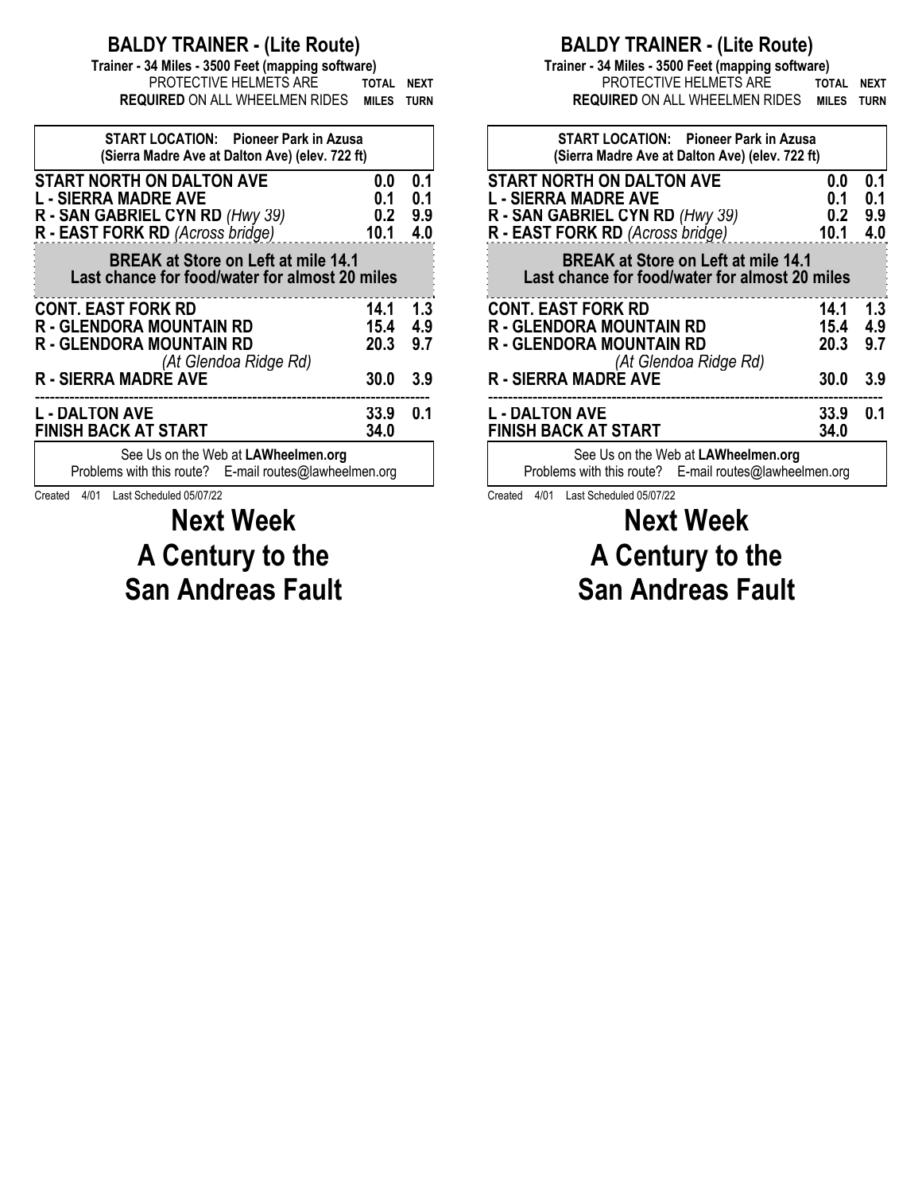# BALDY TRAINER - (Lite Route)

**Trainer - 34 Miles - 3500 Feet (mapping software)**

PROTECTIVE HELMETS ARE **REQUIRED** ON ALL WHEELMEN RIDES

| START LOCATION: Pioneer Park in Azusa (Sierra Madre Ave at Dalton Ave) (elev. 722 ft) | TOTAL MILES | NEXT TURN |
|---|---|---|
| **START NORTH ON DALTON AVE** | 0.0 | 0.1 |
| **L - SIERRA MADRE AVE** | 0.1 | 0.1 |
| **R - SAN GABRIEL CYN RD** *(Hwy 39)* | 0.2 | 9.9 |
| **R - EAST FORK RD** *(Across bridge)* | 10.1 | 4.0 |
| **BREAK at Store on Left at mile 14.1 — Last chance for food/water for almost 20 miles** | | |
| **CONT. EAST FORK RD** | 14.1 | 1.3 |
| **R - GLENDORA MOUNTAIN RD** | 15.4 | 4.9 |
| **R - GLENDORA MOUNTAIN RD** *(At Glendoa Ridge Rd)* | 20.3 | 9.7 |
| **R - SIERRA MADRE AVE** | 30.0 | 3.9 |
| **L - DALTON AVE** | 33.9 | 0.1 |
| **FINISH BACK AT START** | 34.0 | |

See Us on the Web at **LAWheelmen.org**

Problems with this route? E-mail routes@lawheelmen.org

Created 4/01 Last Scheduled 05/07/22

## Next Week
## A Century to the
## San Andreas Fault

# BALDY TRAINER - (Lite Route)

**Trainer - 34 Miles - 3500 Feet (mapping software)**

PROTECTIVE HELMETS ARE **REQUIRED** ON ALL WHEELMEN RIDES

| START LOCATION: Pioneer Park in Azusa (Sierra Madre Ave at Dalton Ave) (elev. 722 ft) | TOTAL MILES | NEXT TURN |
|---|---|---|
| **START NORTH ON DALTON AVE** | 0.0 | 0.1 |
| **L - SIERRA MADRE AVE** | 0.1 | 0.1 |
| **R - SAN GABRIEL CYN RD** *(Hwy 39)* | 0.2 | 9.9 |
| **R - EAST FORK RD** *(Across bridge)* | 10.1 | 4.0 |
| **BREAK at Store on Left at mile 14.1 — Last chance for food/water for almost 20 miles** | | |
| **CONT. EAST FORK RD** | 14.1 | 1.3 |
| **R - GLENDORA MOUNTAIN RD** | 15.4 | 4.9 |
| **R - GLENDORA MOUNTAIN RD** *(At Glendoa Ridge Rd)* | 20.3 | 9.7 |
| **R - SIERRA MADRE AVE** | 30.0 | 3.9 |
| **L - DALTON AVE** | 33.9 | 0.1 |
| **FINISH BACK AT START** | 34.0 | |

See Us on the Web at **LAWheelmen.org**

Problems with this route? E-mail routes@lawheelmen.org

Created 4/01 Last Scheduled 05/07/22

## Next Week
## A Century to the
## San Andreas Fault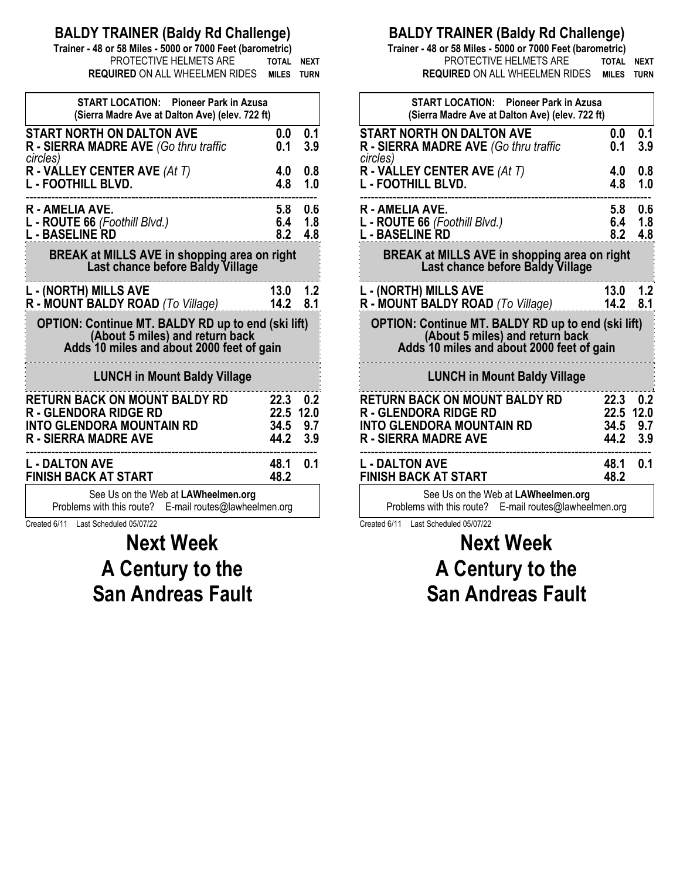# BALDY TRAINER (Baldy Rd Challenge)

**Trainer - 48 or 58 Miles - 5000 or 7000 Feet (barometric)**

PROTECTIVE HELMETS ARE **REQUIRED** ON ALL WHEELMEN RIDES

**START LOCATION: Pioneer Park in Azusa (Sierra Madre Ave at Dalton Ave) (elev. 722 ft)**

| | TOTAL MILES | NEXT TURN |
|---|---|---|
| **START NORTH ON DALTON AVE** | 0.0 | 0.1 |
| **R - SIERRA MADRE AVE** *(Go thru traffic circles)* | 0.1 | 3.9 |
| **R - VALLEY CENTER AVE** *(At T)* | 4.0 | 0.8 |
| **L - FOOTHILL BLVD.** | 4.8 | 1.0 |
| **R - AMELIA AVE.** | 5.8 | 0.6 |
| **L - ROUTE 66** *(Foothill Blvd.)* | 6.4 | 1.8 |
| **L - BASELINE RD** | 8.2 | 4.8 |
| **BREAK at MILLS AVE in shopping area on right Last chance before Baldy Village** | | |
| **L - (NORTH) MILLS AVE** | 13.0 | 1.2 |
| **R - MOUNT BALDY ROAD** *(To Village)* | 14.2 | 8.1 |
| **OPTION: Continue MT. BALDY RD up to end (ski lift) (About 5 miles) and return back Adds 10 miles and about 2000 feet of gain** | | |
| **LUNCH in Mount Baldy Village** | | |
| **RETURN BACK ON MOUNT BALDY RD** | 22.3 | 0.2 |
| **R - GLENDORA RIDGE RD** | 22.5 | 12.0 |
| **INTO GLENDORA MOUNTAIN RD** | 34.5 | 9.7 |
| **R - SIERRA MADRE AVE** | 44.2 | 3.9 |
| **L - DALTON AVE** | 48.1 | 0.1 |
| **FINISH BACK AT START** | 48.2 | |

See Us on the Web at **LAWheelmen.org**
Problems with this route? E-mail routes@lawheelmen.org

Created 6/11 Last Scheduled 05/07/22

# Next Week A Century to the San Andreas Fault